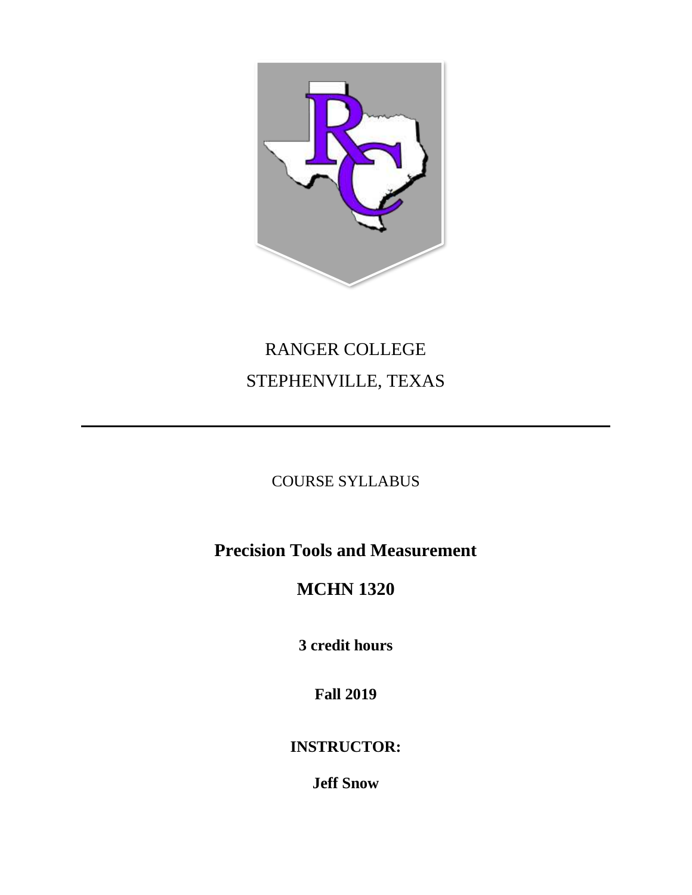RANGER COLLEGE

STEPHENVILLE, TEXAS

---

COURSE SYLLABUS

# Precision Tools and Measurement

## MCHN 1320

**3 credit hours**

**Fall 2019**

**INSTRUCTOR:**

**Jeff Snow**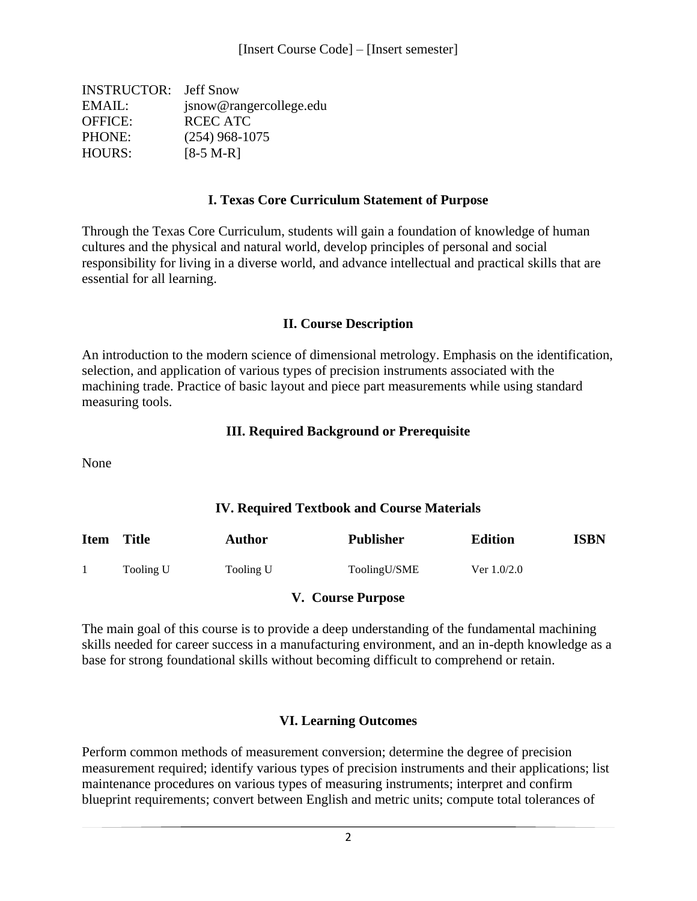[Insert Course Code] – [Insert semester]

INSTRUCTOR: Jeff Snow
EMAIL: jsnow@rangercollege.edu
OFFICE: RCEC ATC
PHONE: (254) 968-1075
HOURS: [8-5 M-R]

## I. Texas Core Curriculum Statement of Purpose

Through the Texas Core Curriculum, students will gain a foundation of knowledge of human cultures and the physical and natural world, develop principles of personal and social responsibility for living in a diverse world, and advance intellectual and practical skills that are essential for all learning.

## II. Course Description

An introduction to the modern science of dimensional metrology. Emphasis on the identification, selection, and application of various types of precision instruments associated with the machining trade. Practice of basic layout and piece part measurements while using standard measuring tools.

## III. Required Background or Prerequisite

None

## IV. Required Textbook and Course Materials

| Item | Title | Author | Publisher | Edition | ISBN |
|---|---|---|---|---|---|
| 1 | Tooling U | Tooling U | ToolingU/SME | Ver 1.0/2.0 | |

## V. Course Purpose

The main goal of this course is to provide a deep understanding of the fundamental machining skills needed for career success in a manufacturing environment, and an in-depth knowledge as a base for strong foundational skills without becoming difficult to comprehend or retain.

## VI. Learning Outcomes

Perform common methods of measurement conversion; determine the degree of precision measurement required; identify various types of precision instruments and their applications; list maintenance procedures on various types of measuring instruments; interpret and confirm blueprint requirements; convert between English and metric units; compute total tolerances of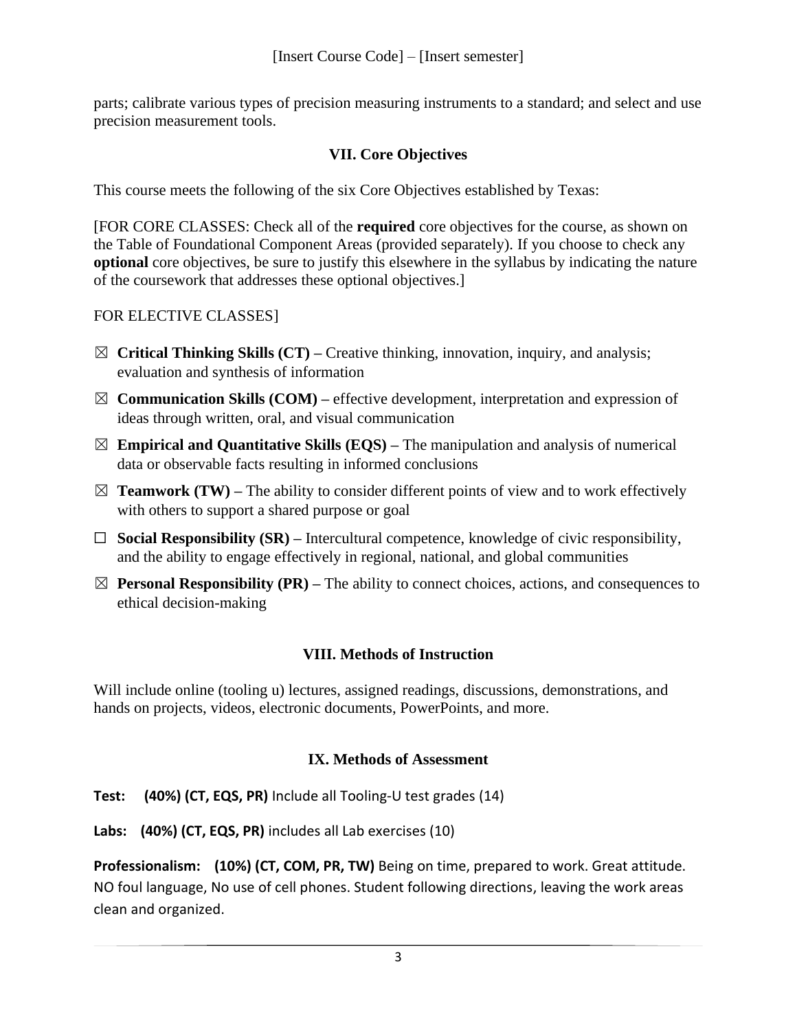parts; calibrate various types of precision measuring instruments to a standard; and select and use precision measurement tools.

## VII. Core Objectives

This course meets the following of the six Core Objectives established by Texas:

[FOR CORE CLASSES: Check all of the **required** core objectives for the course, as shown on the Table of Foundational Component Areas (provided separately). If you choose to check any **optional** core objectives, be sure to justify this elsewhere in the syllabus by indicating the nature of the coursework that addresses these optional objectives.]

FOR ELECTIVE CLASSES]

- ☒ **Critical Thinking Skills (CT) –** Creative thinking, innovation, inquiry, and analysis; evaluation and synthesis of information
- ☒ **Communication Skills (COM) –** effective development, interpretation and expression of ideas through written, oral, and visual communication
- ☒ **Empirical and Quantitative Skills (EQS) –** The manipulation and analysis of numerical data or observable facts resulting in informed conclusions
- ☒ **Teamwork (TW) –** The ability to consider different points of view and to work effectively with others to support a shared purpose or goal
- ☐ **Social Responsibility (SR) –** Intercultural competence, knowledge of civic responsibility, and the ability to engage effectively in regional, national, and global communities
- ☒ **Personal Responsibility (PR) –** The ability to connect choices, actions, and consequences to ethical decision-making

## VIII. Methods of Instruction

Will include online (tooling u) lectures, assigned readings, discussions, demonstrations, and hands on projects, videos, electronic documents, PowerPoints, and more.

## IX. Methods of Assessment

**Test: (40%) (CT, EQS, PR)** Include all Tooling-U test grades (14)

**Labs: (40%) (CT, EQS, PR)** includes all Lab exercises (10)

**Professionalism: (10%) (CT, COM, PR, TW)** Being on time, prepared to work. Great attitude. NO foul language, No use of cell phones. Student following directions, leaving the work areas clean and organized.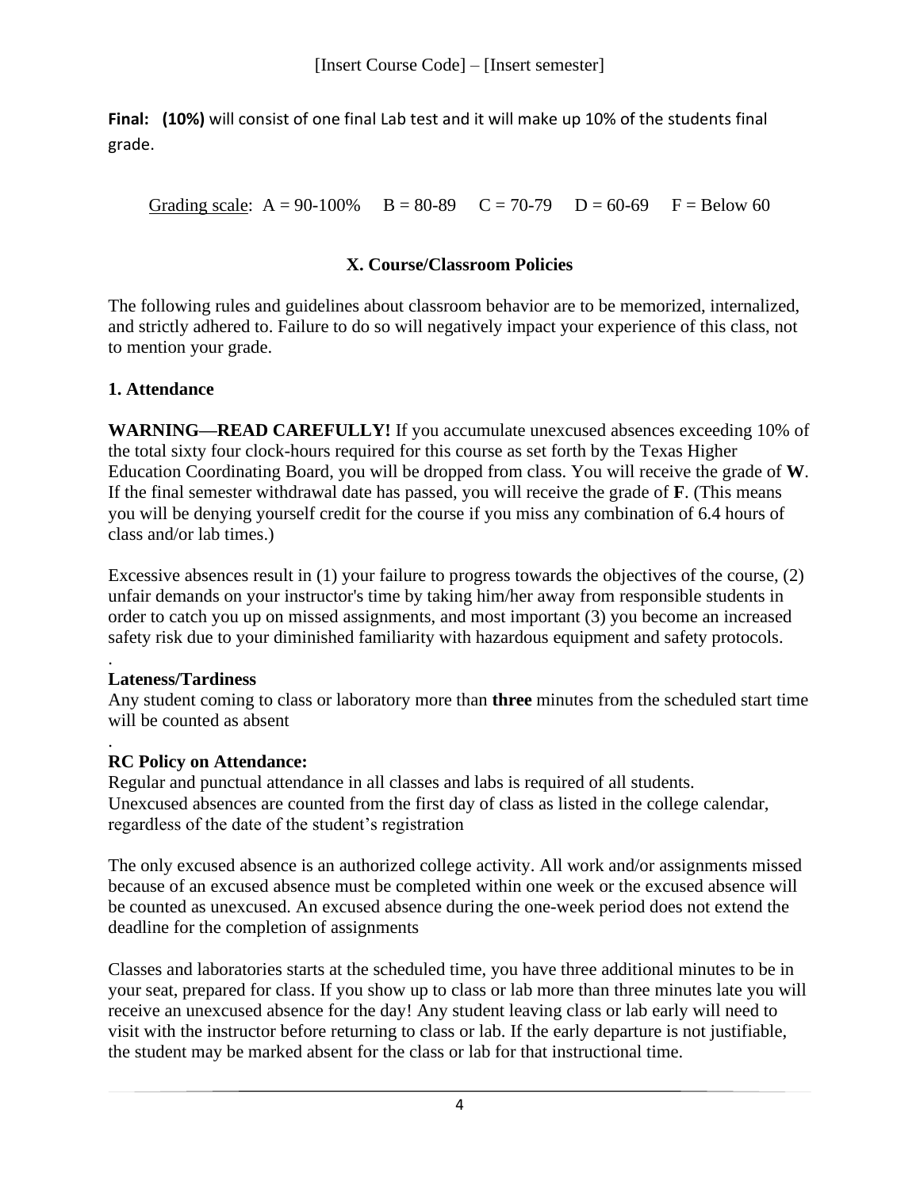**Final: (10%)** will consist of one final Lab test and it will make up 10% of the students final grade.

Grading scale: A = 90-100% B = 80-89 C = 70-79 D = 60-69 F = Below 60

## X. Course/Classroom Policies

The following rules and guidelines about classroom behavior are to be memorized, internalized, and strictly adhered to. Failure to do so will negatively impact your experience of this class, not to mention your grade.

### 1. Attendance

**WARNING—READ CAREFULLY!** If you accumulate unexcused absences exceeding 10% of the total sixty four clock-hours required for this course as set forth by the Texas Higher Education Coordinating Board, you will be dropped from class. You will receive the grade of **W**. If the final semester withdrawal date has passed, you will receive the grade of **F**. (This means you will be denying yourself credit for the course if you miss any combination of 6.4 hours of class and/or lab times.)

Excessive absences result in (1) your failure to progress towards the objectives of the course, (2) unfair demands on your instructor's time by taking him/her away from responsible students in order to catch you up on missed assignments, and most important (3) you become an increased safety risk due to your diminished familiarity with hazardous equipment and safety protocols.

.

**Lateness/Tardiness**

Any student coming to class or laboratory more than **three** minutes from the scheduled start time will be counted as absent

.

**RC Policy on Attendance:**

Regular and punctual attendance in all classes and labs is required of all students. Unexcused absences are counted from the first day of class as listed in the college calendar, regardless of the date of the student's registration

The only excused absence is an authorized college activity. All work and/or assignments missed because of an excused absence must be completed within one week or the excused absence will be counted as unexcused. An excused absence during the one-week period does not extend the deadline for the completion of assignments

Classes and laboratories starts at the scheduled time, you have three additional minutes to be in your seat, prepared for class. If you show up to class or lab more than three minutes late you will receive an unexcused absence for the day! Any student leaving class or lab early will need to visit with the instructor before returning to class or lab. If the early departure is not justifiable, the student may be marked absent for the class or lab for that instructional time.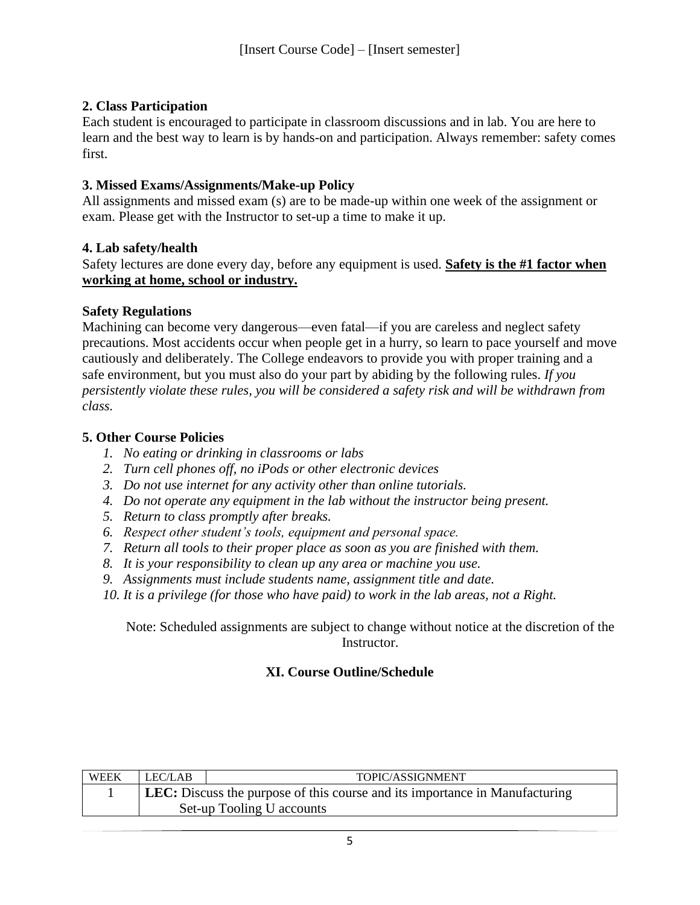**2. Class Participation**
Each student is encouraged to participate in classroom discussions and in lab. You are here to learn and the best way to learn is by hands-on and participation. Always remember: safety comes first.

**3. Missed Exams/Assignments/Make-up Policy**
All assignments and missed exam (s) are to be made-up within one week of the assignment or exam. Please get with the Instructor to set-up a time to make it up.

**4. Lab safety/health**
Safety lectures are done every day, before any equipment is used. **Safety is the #1 factor when working at home, school or industry.**

**Safety Regulations**
Machining can become very dangerous—even fatal—if you are careless and neglect safety precautions. Most accidents occur when people get in a hurry, so learn to pace yourself and move cautiously and deliberately. The College endeavors to provide you with proper training and a safe environment, but you must also do your part by abiding by the following rules. *If you persistently violate these rules, you will be considered a safety risk and will be withdrawn from class.*

**5. Other Course Policies**

1. *No eating or drinking in classrooms or labs*
2. *Turn cell phones off, no iPods or other electronic devices*
3. *Do not use internet for any activity other than online tutorials.*
4. *Do not operate any equipment in the lab without the instructor being present.*
5. *Return to class promptly after breaks.*
6. *Respect other student's tools, equipment and personal space.*
7. *Return all tools to their proper place as soon as you are finished with them.*
8. *It is your responsibility to clean up any area or machine you use.*
9. *Assignments must include students name, assignment title and date.*
10. *It is a privilege (for those who have paid) to work in the lab areas, not a Right.*

Note: Scheduled assignments are subject to change without notice at the discretion of the Instructor.

### XI. Course Outline/Schedule

| WEEK | LEC/LAB | TOPIC/ASSIGNMENT |
|---|---|---|
| 1 | **LEC:** Discuss the purpose of this course and its importance in Manufacturing<br>Set-up Tooling U accounts | |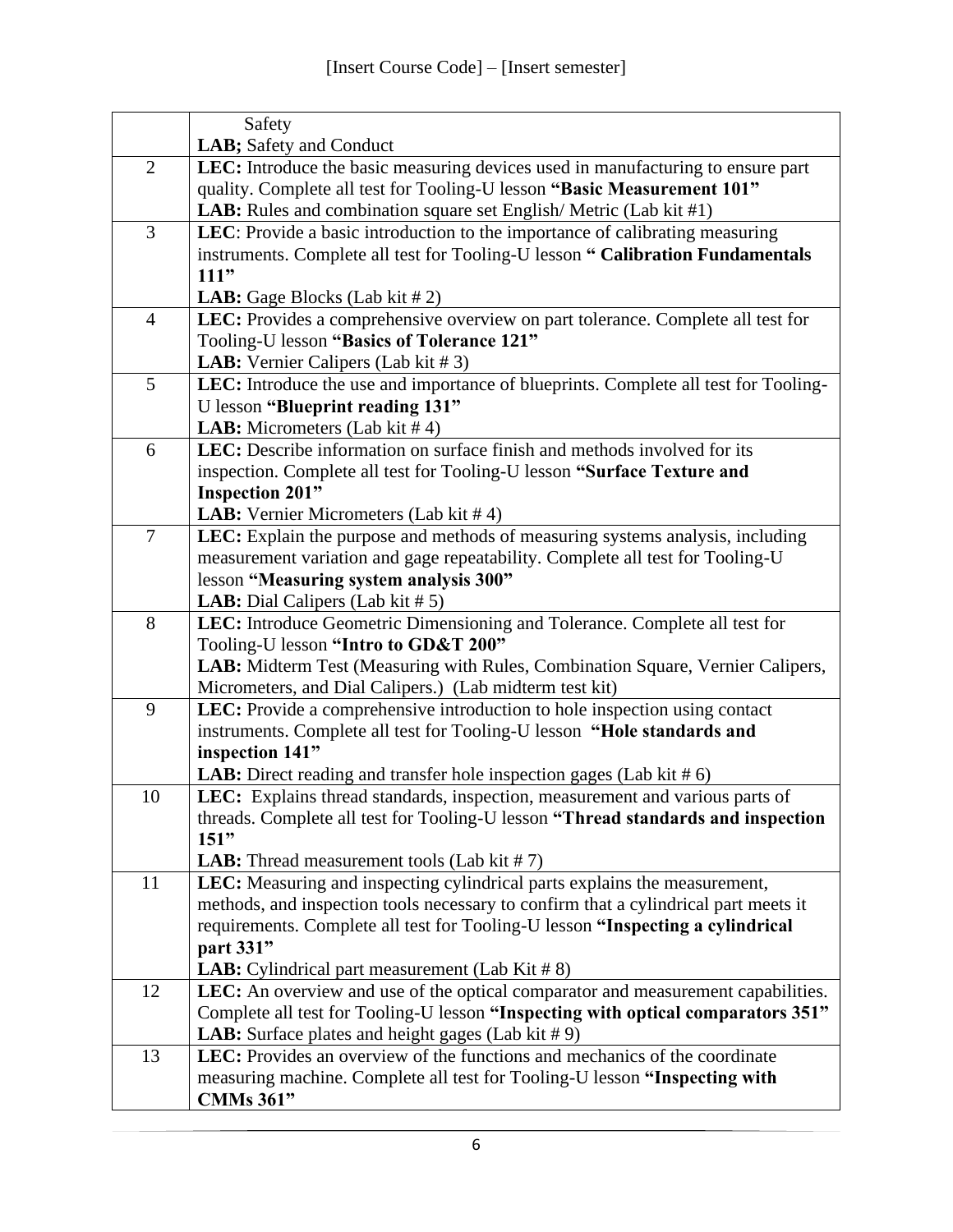| | |
|---|---|
| | Safety<br>**LAB;** Safety and Conduct |
| 2 | **LEC:** Introduce the basic measuring devices used in manufacturing to ensure part quality. Complete all test for Tooling-U lesson **"Basic Measurement 101"**<br>**LAB:** Rules and combination square set English/ Metric (Lab kit #1) |
| 3 | **LEC**: Provide a basic introduction to the importance of calibrating measuring instruments. Complete all test for Tooling-U lesson **" Calibration Fundamentals 111"**<br>**LAB:** Gage Blocks (Lab kit # 2) |
| 4 | **LEC:** Provides a comprehensive overview on part tolerance. Complete all test for Tooling-U lesson **"Basics of Tolerance 121"**<br>**LAB:** Vernier Calipers (Lab kit # 3) |
| 5 | **LEC:** Introduce the use and importance of blueprints. Complete all test for Tooling-U lesson **"Blueprint reading 131"**<br>**LAB:** Micrometers (Lab kit # 4) |
| 6 | **LEC:** Describe information on surface finish and methods involved for its inspection. Complete all test for Tooling-U lesson **"Surface Texture and Inspection 201"**<br>**LAB:** Vernier Micrometers (Lab kit # 4) |
| 7 | **LEC:** Explain the purpose and methods of measuring systems analysis, including measurement variation and gage repeatability. Complete all test for Tooling-U lesson **"Measuring system analysis 300"**<br>**LAB:** Dial Calipers (Lab kit # 5) |
| 8 | **LEC:** Introduce Geometric Dimensioning and Tolerance. Complete all test for Tooling-U lesson **"Intro to GD&T 200"**<br>**LAB:** Midterm Test (Measuring with Rules, Combination Square, Vernier Calipers, Micrometers, and Dial Calipers.) (Lab midterm test kit) |
| 9 | **LEC:** Provide a comprehensive introduction to hole inspection using contact instruments. Complete all test for Tooling-U lesson **"Hole standards and inspection 141"**<br>**LAB:** Direct reading and transfer hole inspection gages (Lab kit # 6) |
| 10 | **LEC:** Explains thread standards, inspection, measurement and various parts of threads. Complete all test for Tooling-U lesson **"Thread standards and inspection 151"**<br>**LAB:** Thread measurement tools (Lab kit # 7) |
| 11 | **LEC:** Measuring and inspecting cylindrical parts explains the measurement, methods, and inspection tools necessary to confirm that a cylindrical part meets it requirements. Complete all test for Tooling-U lesson **"Inspecting a cylindrical part 331"**<br>**LAB:** Cylindrical part measurement (Lab Kit # 8) |
| 12 | **LEC:** An overview and use of the optical comparator and measurement capabilities. Complete all test for Tooling-U lesson **"Inspecting with optical comparators 351"**<br>**LAB:** Surface plates and height gages (Lab kit # 9) |
| 13 | **LEC:** Provides an overview of the functions and mechanics of the coordinate measuring machine. Complete all test for Tooling-U lesson **"Inspecting with CMMs 361"** |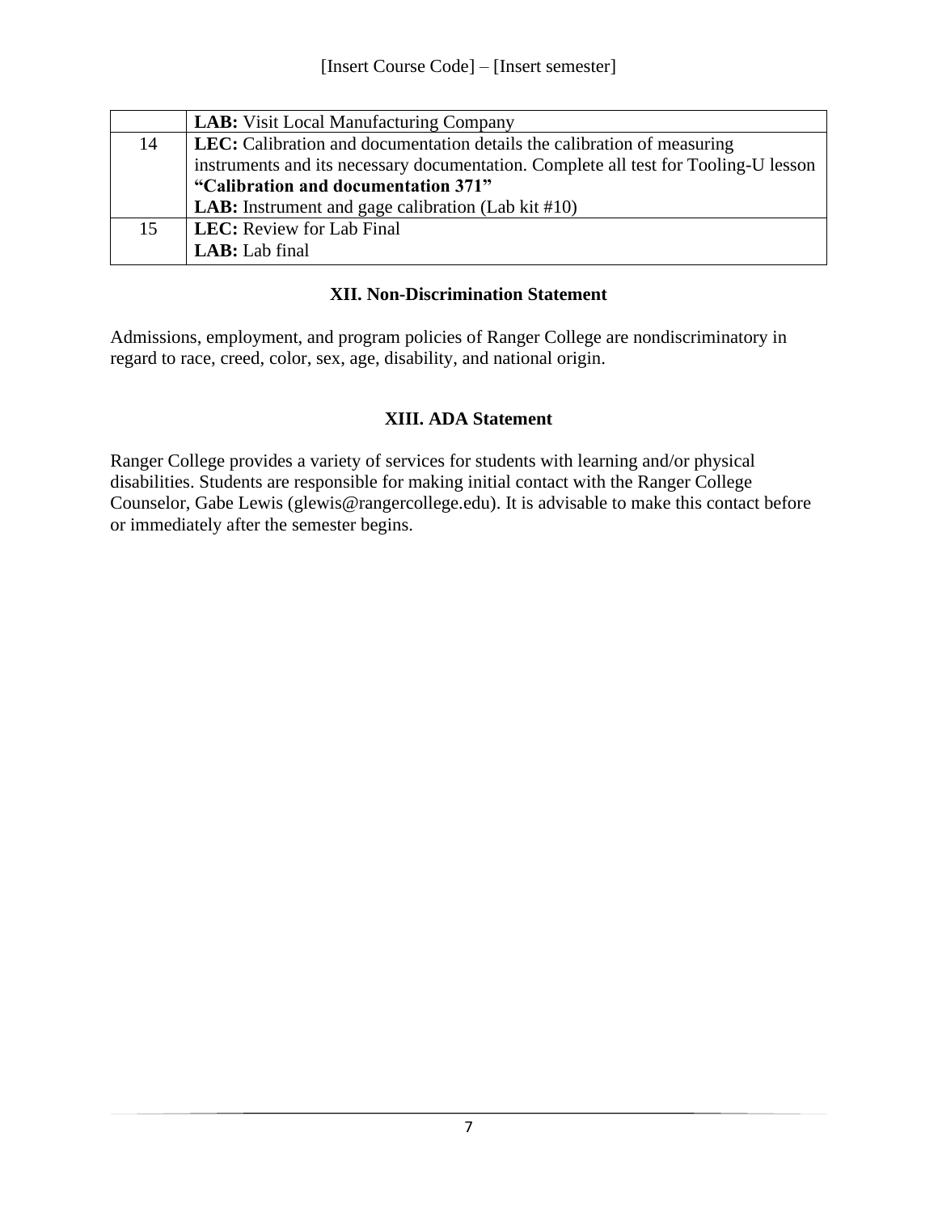| | |
|---|---|
| | **LAB:** Visit Local Manufacturing Company |
| 14 | **LEC:** Calibration and documentation details the calibration of measuring instruments and its necessary documentation. Complete all test for Tooling-U lesson **"Calibration and documentation 371"**<br>**LAB:** Instrument and gage calibration (Lab kit #10) |
| 15 | **LEC:** Review for Lab Final<br>**LAB:** Lab final |

## XII. Non-Discrimination Statement

Admissions, employment, and program policies of Ranger College are nondiscriminatory in regard to race, creed, color, sex, age, disability, and national origin.

## XIII. ADA Statement

Ranger College provides a variety of services for students with learning and/or physical disabilities. Students are responsible for making initial contact with the Ranger College Counselor, Gabe Lewis (glewis@rangercollege.edu). It is advisable to make this contact before or immediately after the semester begins.